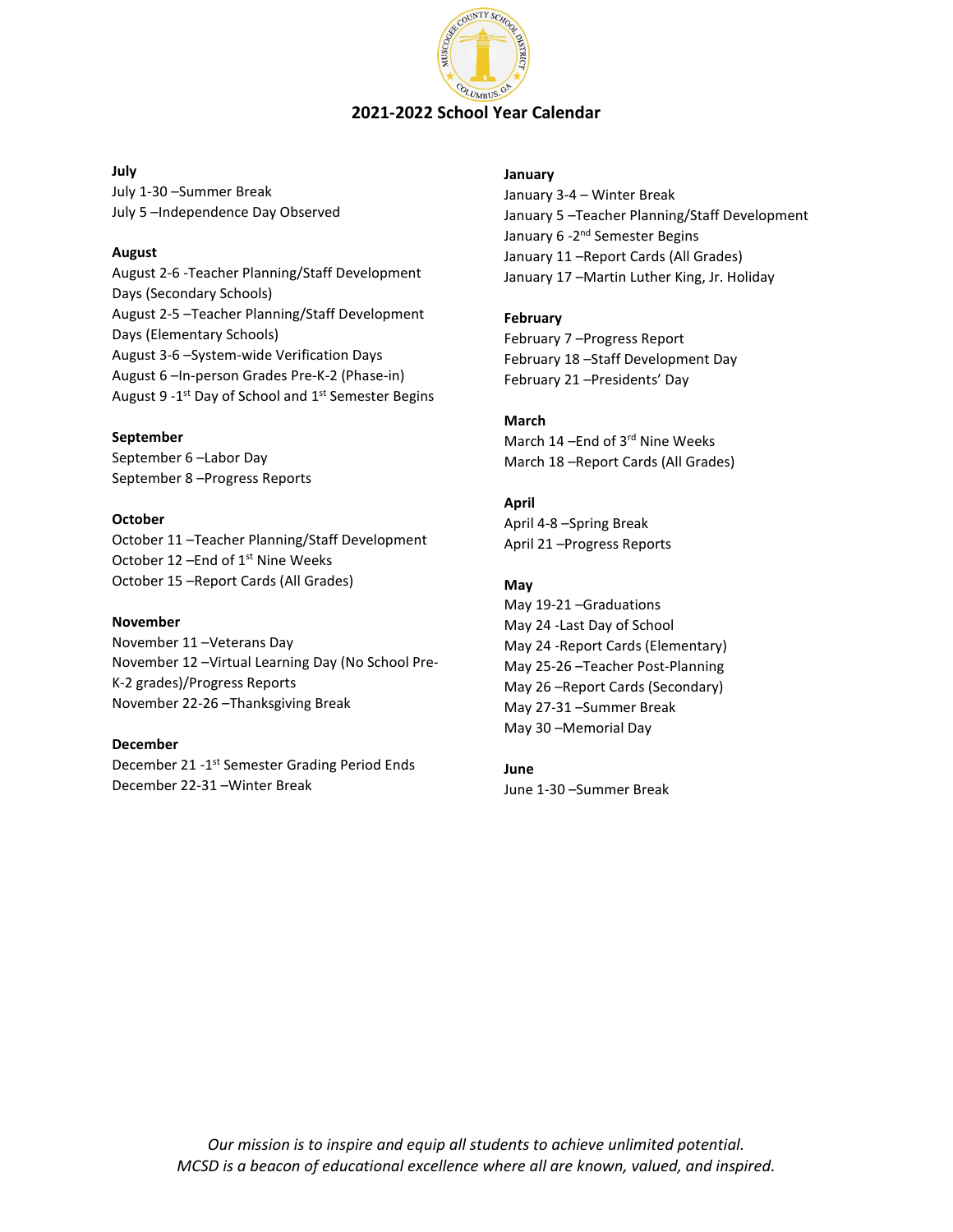# 2021-2022 School Year Calendar

**July**

July 1-30 –Summer Break
July 5 –Independence Day Observed

**August**

August 2-6 -Teacher Planning/Staff Development Days (Secondary Schools)
August 2-5 –Teacher Planning/Staff Development Days (Elementary Schools)
August 3-6 –System-wide Verification Days
August 6 –In-person Grades Pre-K-2 (Phase-in)
August 9 -1st Day of School and 1st Semester Begins

**September**

September 6 –Labor Day
September 8 –Progress Reports

**October**

October 11 –Teacher Planning/Staff Development
October 12 –End of 1st Nine Weeks
October 15 –Report Cards (All Grades)

**November**

November 11 –Veterans Day
November 12 –Virtual Learning Day (No School Pre-K-2 grades)/Progress Reports
November 22-26 –Thanksgiving Break

**December**

December 21 -1st Semester Grading Period Ends
December 22-31 –Winter Break

**January**

January 3-4 – Winter Break
January 5 –Teacher Planning/Staff Development
January 6 -2nd Semester Begins
January 11 –Report Cards (All Grades)
January 17 –Martin Luther King, Jr. Holiday

**February**

February 7 –Progress Report
February 18 –Staff Development Day
February 21 –Presidents' Day

**March**

March 14 –End of 3rd Nine Weeks
March 18 –Report Cards (All Grades)

**April**

April 4-8 –Spring Break
April 21 –Progress Reports

**May**

May 19-21 –Graduations
May 24 -Last Day of School
May 24 -Report Cards (Elementary)
May 25-26 –Teacher Post-Planning
May 26 –Report Cards (Secondary)
May 27-31 –Summer Break
May 30 –Memorial Day

**June**

June 1-30 –Summer Break

*Our mission is to inspire and equip all students to achieve unlimited potential.*
*MCSD is a beacon of educational excellence where all are known, valued, and inspired.*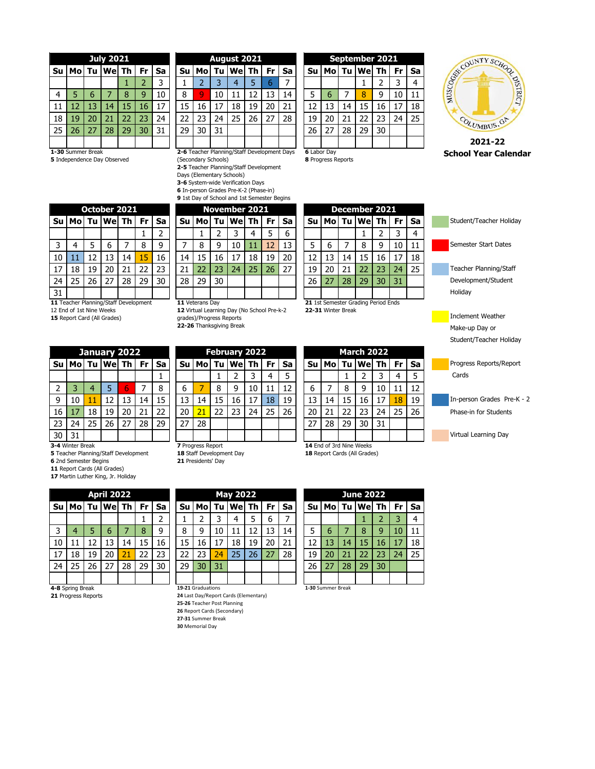# 2021-22 School Year Calendar

Muscogee County School District, Columbus, GA

## July 2021

| Su | Mo | Tu | We | Th | Fr | Sa |
|---|---|---|---|---|---|---|
| | | | | 1 | 2 | 3 |
| 4 | 5 | 6 | 7 | 8 | 9 | 10 |
| 11 | 12 | 13 | 14 | 15 | 16 | 17 |
| 18 | 19 | 20 | 21 | 22 | 23 | 24 |
| 25 | 26 | 27 | 28 | 29 | 30 | 31 |

**1-30** Summer Break
**5** Independence Day Observed

## August 2021

| Su | Mo | Tu | We | Th | Fr | Sa |
|---|---|---|---|---|---|---|
| 1 | 2 | 3 | 4 | 5 | 6 | 7 |
| 8 | 9 | 10 | 11 | 12 | 13 | 14 |
| 15 | 16 | 17 | 18 | 19 | 20 | 21 |
| 22 | 23 | 24 | 25 | 26 | 27 | 28 |
| 29 | 30 | 31 | | | | |

**2-6** Teacher Planning/Staff Development Days (Secondary Schools)
**2-5** Teacher Planning/Staff Development Days (Elementary Schools)
**3-6** System-wide Verification Days
**6** In-person Grades Pre-K-2 (Phase-in)
**9** 1st Day of School and 1st Semester Begins

## September 2021

| Su | Mo | Tu | We | Th | Fr | Sa |
|---|---|---|---|---|---|---|
| | | | 1 | 2 | 3 | 4 |
| 5 | 6 | 7 | 8 | 9 | 10 | 11 |
| 12 | 13 | 14 | 15 | 16 | 17 | 18 |
| 19 | 20 | 21 | 22 | 23 | 24 | 25 |
| 26 | 27 | 28 | 29 | 30 | | |

**6** Labor Day
**8** Progress Reports

## October 2021

| Su | Mo | Tu | We | Th | Fr | Sa |
|---|---|---|---|---|---|---|
| | | | | | 1 | 2 |
| 3 | 4 | 5 | 6 | 7 | 8 | 9 |
| 10 | 11 | 12 | 13 | 14 | 15 | 16 |
| 17 | 18 | 19 | 20 | 21 | 22 | 23 |
| 24 | 25 | 26 | 27 | 28 | 29 | 30 |
| 31 | | | | | | |

**11** Teacher Planning/Staff Development
12 End of 1st Nine Weeks
**15** Report Card (All Grades)

## November 2021

| Su | Mo | Tu | We | Th | Fr | Sa |
|---|---|---|---|---|---|---|
| | 1 | 2 | 3 | 4 | 5 | 6 |
| 7 | 8 | 9 | 10 | 11 | 12 | 13 |
| 14 | 15 | 16 | 17 | 18 | 19 | 20 |
| 21 | 22 | 23 | 24 | 25 | 26 | 27 |
| 28 | 29 | 30 | | | | |

**11** Veterans Day
**12** Virtual Learning Day (No School Pre-k-2 grades)/Progress Reports
**22-26** Thanksgiving Break

## December 2021

| Su | Mo | Tu | We | Th | Fr | Sa |
|---|---|---|---|---|---|---|
| | | | 1 | 2 | 3 | 4 |
| 5 | 6 | 7 | 8 | 9 | 10 | 11 |
| 12 | 13 | 14 | 15 | 16 | 17 | 18 |
| 19 | 20 | 21 | 22 | 23 | 24 | 25 |
| 26 | 27 | 28 | 29 | 30 | 31 | |

**21** 1st Semester Grading Period Ends
**22-31** Winter Break

## January 2022

| Su | Mo | Tu | We | Th | Fr | Sa |
|---|---|---|---|---|---|---|
| | | | | | | 1 |
| 2 | 3 | 4 | 5 | 6 | 7 | 8 |
| 9 | 10 | 11 | 12 | 13 | 14 | 15 |
| 16 | 17 | 18 | 19 | 20 | 21 | 22 |
| 23 | 24 | 25 | 26 | 27 | 28 | 29 |
| 30 | 31 | | | | | |

**3-4** Winter Break
**5** Teacher Planning/Staff Development
**6** 2nd Semester Begins
**11** Report Cards (All Grades)
**17** Martin Luther King, Jr. Holiday

## February 2022

| Su | Mo | Tu | We | Th | Fr | Sa |
|---|---|---|---|---|---|---|
| | | 1 | 2 | 3 | 4 | 5 |
| 6 | 7 | 8 | 9 | 10 | 11 | 12 |
| 13 | 14 | 15 | 16 | 17 | 18 | 19 |
| 20 | 21 | 22 | 23 | 24 | 25 | 26 |
| 27 | 28 | | | | | |

**7** Progress Report
**18** Staff Development Day
**21** Presidents' Day

## March 2022

| Su | Mo | Tu | We | Th | Fr | Sa |
|---|---|---|---|---|---|---|
| | | 1 | 2 | 3 | 4 | 5 |
| 6 | 7 | 8 | 9 | 10 | 11 | 12 |
| 13 | 14 | 15 | 16 | 17 | 18 | 19 |
| 20 | 21 | 22 | 23 | 24 | 25 | 26 |
| 27 | 28 | 29 | 30 | 31 | | |

**14** End of 3rd Nine Weeks
**18** Report Cards (All Grades)

## April 2022

| Su | Mo | Tu | We | Th | Fr | Sa |
|---|---|---|---|---|---|---|
| | | | | | 1 | 2 |
| 3 | 4 | 5 | 6 | 7 | 8 | 9 |
| 10 | 11 | 12 | 13 | 14 | 15 | 16 |
| 17 | 18 | 19 | 20 | 21 | 22 | 23 |
| 24 | 25 | 26 | 27 | 28 | 29 | 30 |

**4-8** Spring Break
**21** Progress Reports

## May 2022

| Su | Mo | Tu | We | Th | Fr | Sa |
|---|---|---|---|---|---|---|
| 1 | 2 | 3 | 4 | 5 | 6 | 7 |
| 8 | 9 | 10 | 11 | 12 | 13 | 14 |
| 15 | 16 | 17 | 18 | 19 | 20 | 21 |
| 22 | 23 | 24 | 25 | 26 | 27 | 28 |
| 29 | 30 | 31 | | | | |

**19-21** Graduations
**24** Last Day/Report Cards (Elementary)
**25-26** Teacher Post Planning
**26** Report Cards (Secondary)
**27-31** Summer Break
**30** Memorial Day

## June 2022

| Su | Mo | Tu | We | Th | Fr | Sa |
|---|---|---|---|---|---|---|
| | | | 1 | 2 | 3 | 4 |
| 5 | 6 | 7 | 8 | 9 | 10 | 11 |
| 12 | 13 | 14 | 15 | 16 | 17 | 18 |
| 19 | 20 | 21 | 22 | 23 | 24 | 25 |
| 26 | 27 | 28 | 29 | 30 | | |

**1-30** Summer Break

## Legend

- Student/Teacher Holiday
- Semester Start Dates
- Teacher Planning/Staff Development/Student Holiday
- Inclement Weather Make-up Day or Student/Teacher Holiday
- Progress Reports/Report Cards
- In-person Grades Pre-K - 2 Phase-in for Students
- Virtual Learning Day